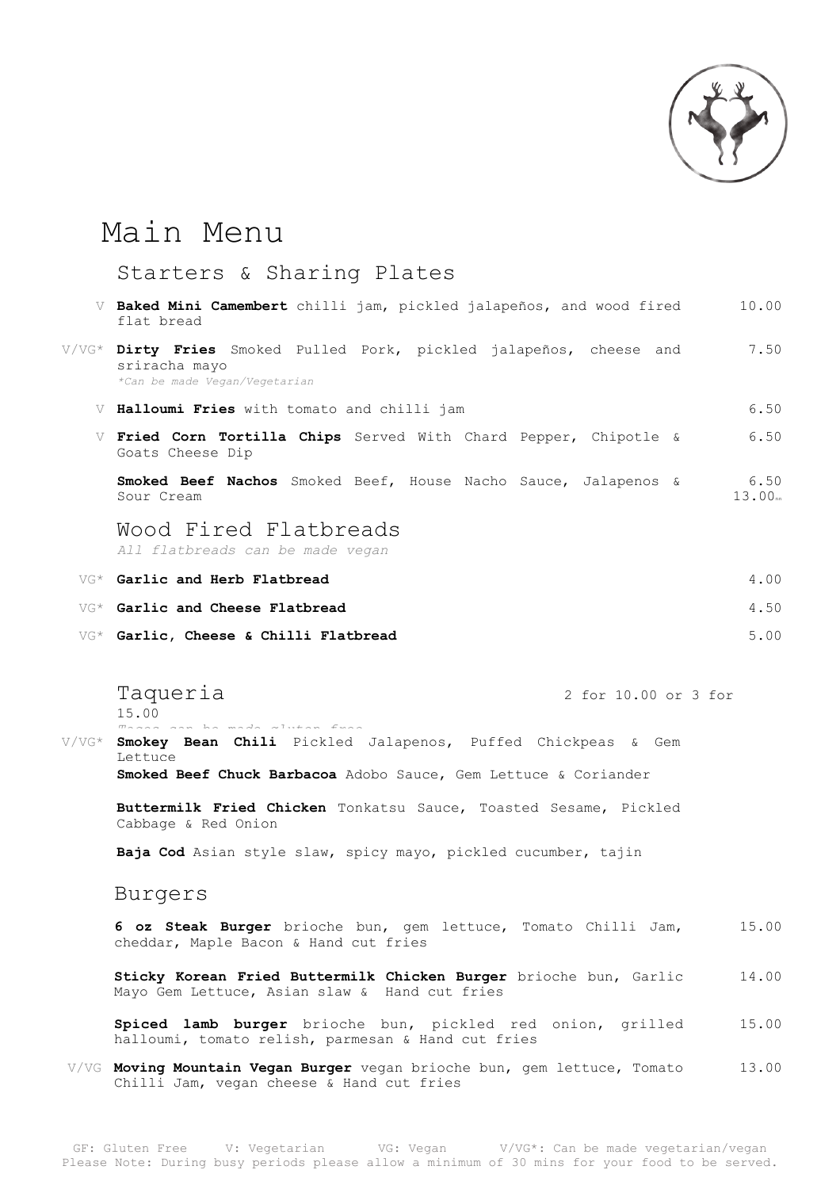# Main Menu

## Starters & Sharing Plates

V **Baked Mini Camembert** chilli jam, pickled jalapeños, and wood fired flat bread — 10.00

V/VG* **Dirty Fries** Smoked Pulled Pork, pickled jalapeños, cheese and sriracha mayo — 7.50
*\*Can be made Vegan/Vegetarian*

V **Halloumi Fries** with tomato and chilli jam — 6.50

V **Fried Corn Tortilla Chips** Served With Chard Pepper, Chipotle & Goats Cheese Dip — 6.50

**Smoked Beef Nachos** Smoked Beef, House Nacho Sauce, Jalapenos & Sour Cream — 6.50 / 13.00

## Wood Fired Flatbreads

*All flatbreads can be made vegan*

VG* **Garlic and Herb Flatbread** — 4.00

VG* **Garlic and Cheese Flatbread** — 4.50

VG* **Garlic, Cheese & Chilli Flatbread** — 5.00

## Taqueria

2 for 10.00 or 3 for 15.00

*Tacos can be made gluten free*

V/VG* **Smokey Bean Chili** Pickled Jalapenos, Puffed Chickpeas & Gem Lettuce

**Smoked Beef Chuck Barbacoa** Adobo Sauce, Gem Lettuce & Coriander

**Buttermilk Fried Chicken** Tonkatsu Sauce, Toasted Sesame, Pickled Cabbage & Red Onion

**Baja Cod** Asian style slaw, spicy mayo, pickled cucumber, tajin

## Burgers

**6 oz Steak Burger** brioche bun, gem lettuce, Tomato Chilli Jam, cheddar, Maple Bacon & Hand cut fries — 15.00

**Sticky Korean Fried Buttermilk Chicken Burger** brioche bun, Garlic Mayo Gem Lettuce, Asian slaw & Hand cut fries — 14.00

**Spiced lamb burger** brioche bun, pickled red onion, grilled halloumi, tomato relish, parmesan & Hand cut fries — 15.00

V/VG **Moving Mountain Vegan Burger** vegan brioche bun, gem lettuce, Tomato Chilli Jam, vegan cheese & Hand cut fries — 13.00

GF: Gluten Free V: Vegetarian VG: Vegan V/VG*: Can be made vegetarian/vegan
Please Note: During busy periods please allow a minimum of 30 mins for your food to be served.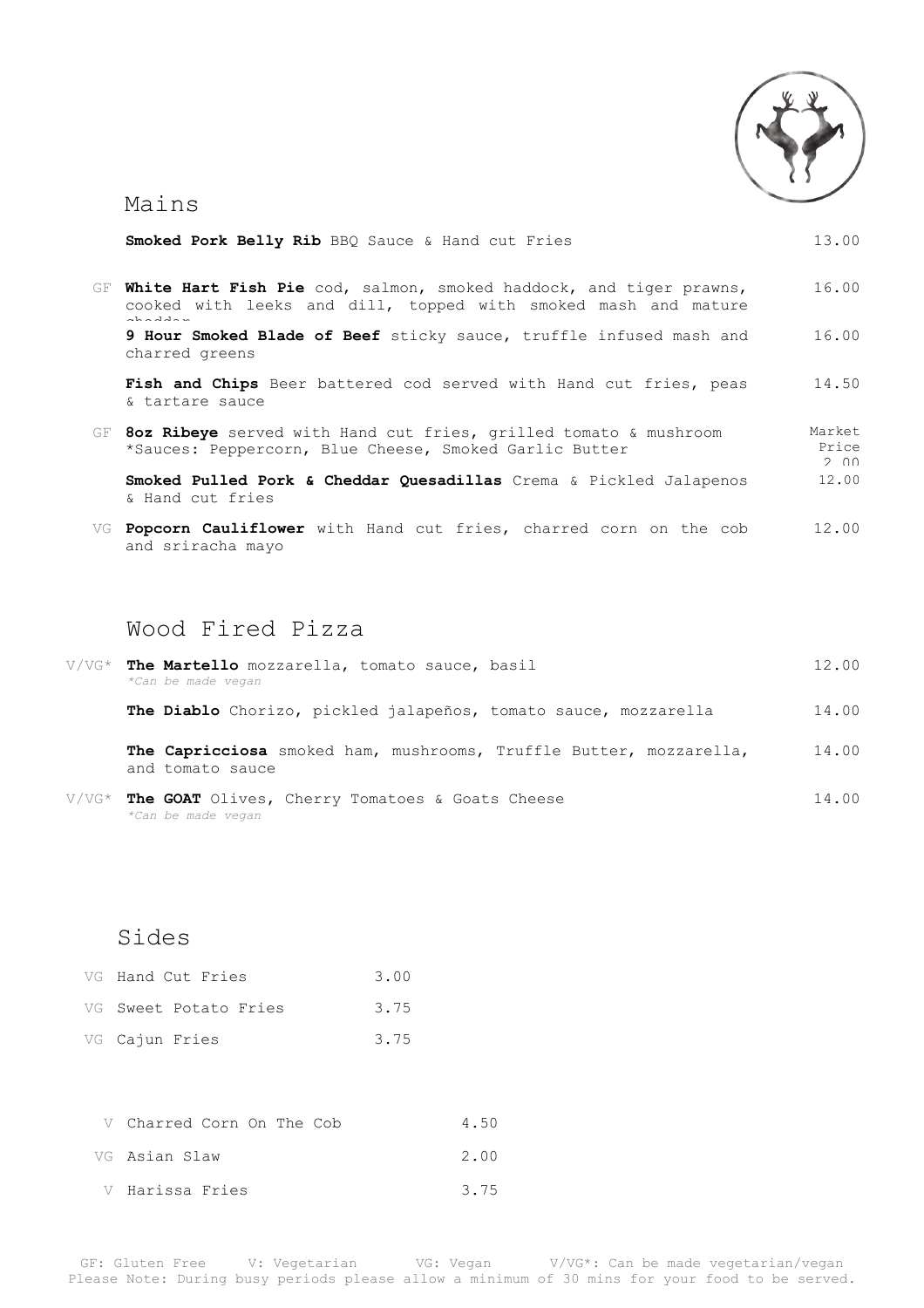## Mains

| | | |
|---|---|---|
| | **Smoked Pork Belly Rib** BBQ Sauce & Hand cut Fries | 13.00 |
| GF | **White Hart Fish Pie** cod, salmon, smoked haddock, and tiger prawns, cooked with leeks and dill, topped with smoked mash and mature cheddar | 16.00 |
| | **9 Hour Smoked Blade of Beef** sticky sauce, truffle infused mash and charred greens | 16.00 |
| | **Fish and Chips** Beer battered cod served with Hand cut fries, peas & tartare sauce | 14.50 |
| GF | **8oz Ribeye** served with Hand cut fries, grilled tomato & mushroom *Sauces: Peppercorn, Blue Cheese, Smoked Garlic Butter | Market Price 2.00 |
| | **Smoked Pulled Pork & Cheddar Quesadillas** Crema & Pickled Jalapenos & Hand cut fries | 12.00 |
| VG | **Popcorn Cauliflower** with Hand cut fries, charred corn on the cob and sriracha mayo | 12.00 |

## Wood Fired Pizza

| | | |
|---|---|---|
| V/VG* | **The Martello** mozzarella, tomato sauce, basil *\*Can be made vegan* | 12.00 |
| | **The Diablo** Chorizo, pickled jalapeños, tomato sauce, mozzarella | 14.00 |
| | **The Capricciosa** smoked ham, mushrooms, Truffle Butter, mozzarella, and tomato sauce | 14.00 |
| V/VG* | **The GOAT** Olives, Cherry Tomatoes & Goats Cheese *\*Can be made vegan* | 14.00 |

## Sides

| | | |
|---|---|---|
| VG | Hand Cut Fries | 3.00 |
| VG | Sweet Potato Fries | 3.75 |
| VG | Cajun Fries | 3.75 |

| | | |
|---|---|---|
| V | Charred Corn On The Cob | 4.50 |
| VG | Asian Slaw | 2.00 |
| V | Harissa Fries | 3.75 |

GF: Gluten Free V: Vegetarian VG: Vegan V/VG*: Can be made vegetarian/vegan
Please Note: During busy periods please allow a minimum of 30 mins for your food to be served.